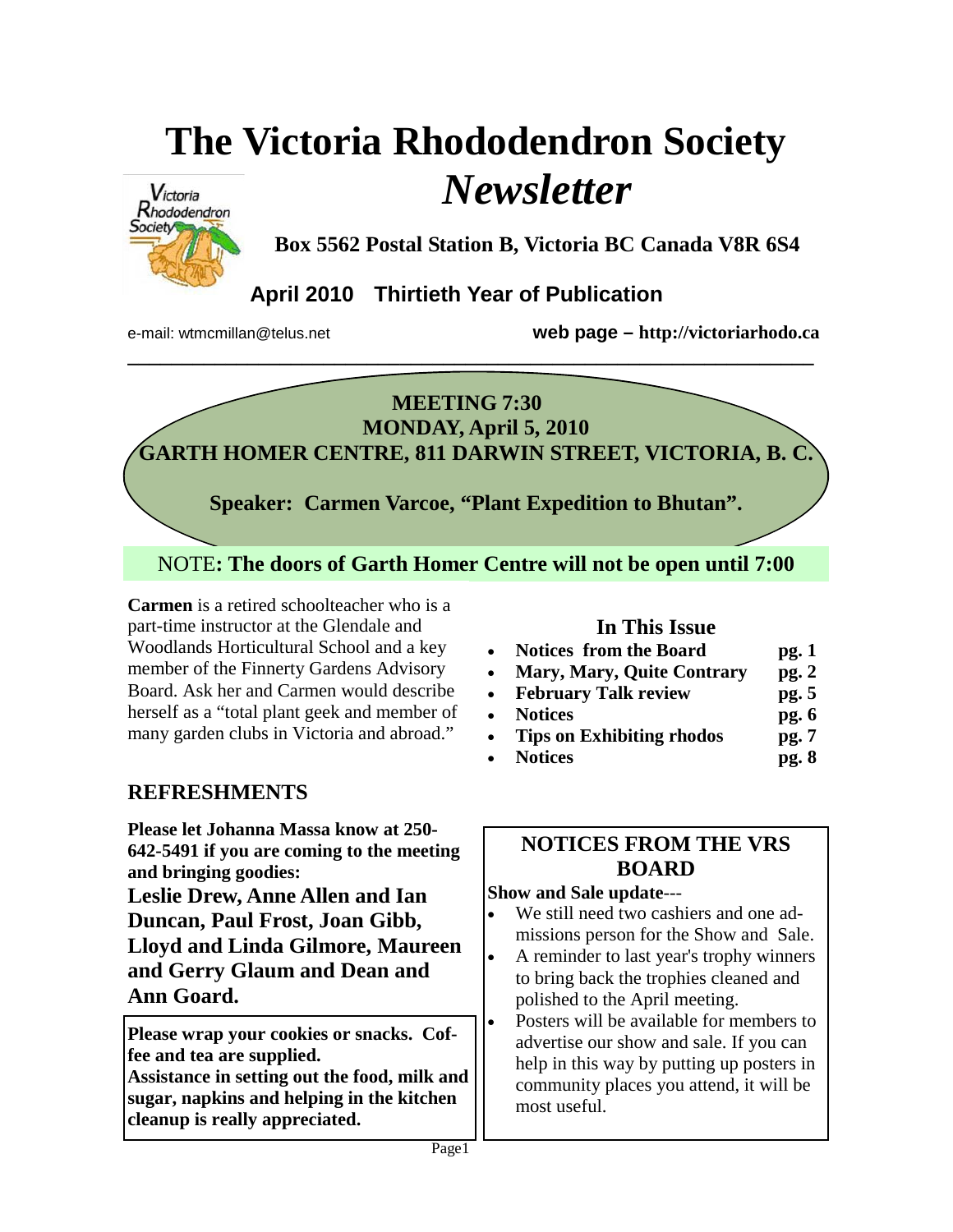# The Victoria Rhododendron Society *Newsletter*

**Box 5562 Postal Station B, Victoria BC Canada V8R 6S4**

**April 2010 Thirtieth Year of Publication**

e-mail: wtmcmillan@telus.net **web page – http://victoriarhodo.ca**

---

**MEETING 7:30**
**MONDAY, April 5, 2010**
**GARTH HOMER CENTRE, 811 DARWIN STREET, VICTORIA, B. C.**

**Speaker: Carmen Varcoe, "Plant Expedition to Bhutan".**

NOTE**: The doors of Garth Homer Centre will not be open until 7:00**

**Carmen** is a retired schoolteacher who is a part-time instructor at the Glendale and Woodlands Horticultural School and a key member of the Finnerty Gardens Advisory Board. Ask her and Carmen would describe herself as a "total plant geek and member of many garden clubs in Victoria and abroad."

## In This Issue

- **Notices from the Board** **pg. 1**
- **Mary, Mary, Quite Contrary** **pg. 2**
- **February Talk review** **pg. 5**
- **Notices** **pg. 6**
- **Tips on Exhibiting rhodos** **pg. 7**
- **Notices** **pg. 8**

## REFRESHMENTS

**Please let Johanna Massa know at 250-642-5491 if you are coming to the meeting and bringing goodies:**

**Leslie Drew, Anne Allen and Ian Duncan, Paul Frost, Joan Gibb, Lloyd and Linda Gilmore, Maureen and Gerry Glaum and Dean and Ann Goard.**

**Please wrap your cookies or snacks. Coffee and tea are supplied.**
**Assistance in setting out the food, milk and sugar, napkins and helping in the kitchen cleanup is really appreciated.**

## NOTICES FROM THE VRS BOARD

**Show and Sale update---**

- We still need two cashiers and one admissions person for the Show and Sale.
- A reminder to last year's trophy winners to bring back the trophies cleaned and polished to the April meeting.
- Posters will be available for members to advertise our show and sale. If you can help in this way by putting up posters in community places you attend, it will be most useful.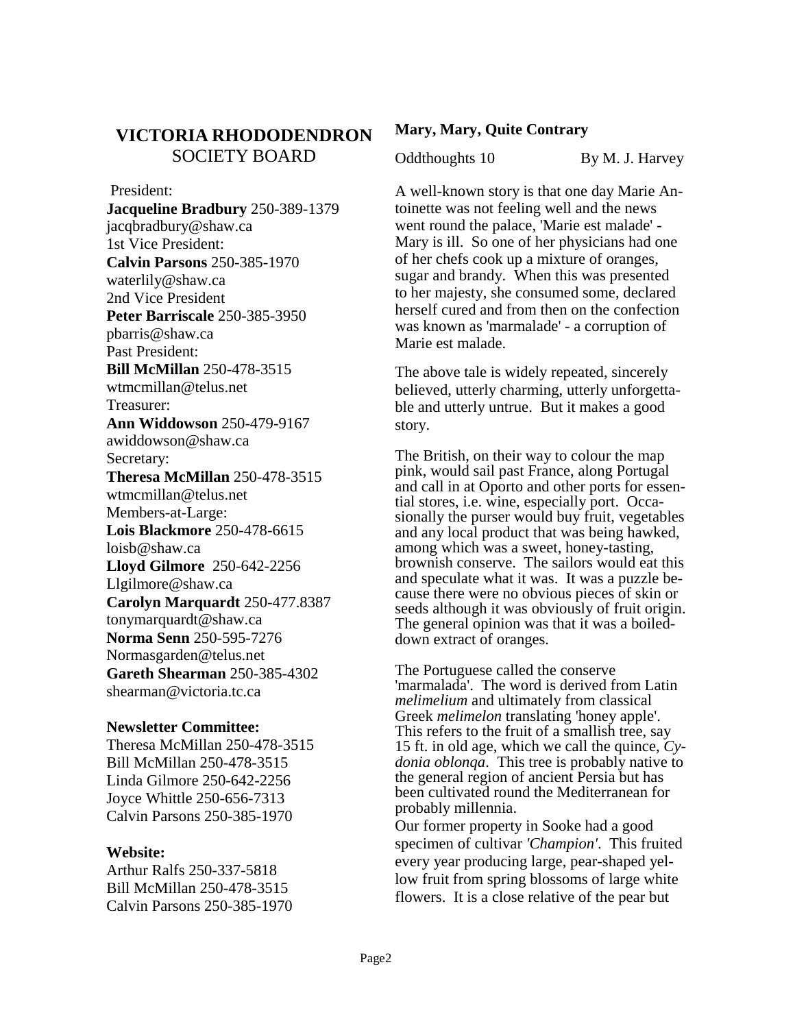# VICTORIA RHODODENDRON SOCIETY BOARD

President:
**Jacqueline Bradbury** 250-389-1379
jacqbradbury@shaw.ca
1st Vice President:
**Calvin Parsons** 250-385-1970
waterlily@shaw.ca
2nd Vice President
**Peter Barriscale** 250-385-3950
pbarris@shaw.ca
Past President:
**Bill McMillan** 250-478-3515
wtmcmillan@telus.net
Treasurer:
**Ann Widdowson** 250-479-9167
awiddowson@shaw.ca
Secretary:
**Theresa McMillan** 250-478-3515
wtmcmillan@telus.net
Members-at-Large:
**Lois Blackmore** 250-478-6615
loisb@shaw.ca
**Lloyd Gilmore** 250-642-2256
Llgilmore@shaw.ca
**Carolyn Marquardt** 250-477.8387
tonymarquardt@shaw.ca
**Norma Senn** 250-595-7276
Normasgarden@telus.net
**Gareth Shearman** 250-385-4302
shearman@victoria.tc.ca

**Newsletter Committee:**
Theresa McMillan 250-478-3515
Bill McMillan 250-478-3515
Linda Gilmore 250-642-2256
Joyce Whittle 250-656-7313
Calvin Parsons 250-385-1970

**Website:**
Arthur Ralfs 250-337-5818
Bill McMillan 250-478-3515
Calvin Parsons 250-385-1970

## Mary, Mary, Quite Contrary

Oddthoughts 10 By M. J. Harvey

A well-known story is that one day Marie Antoinette was not feeling well and the news went round the palace, 'Marie est malade' - Mary is ill. So one of her physicians had one of her chefs cook up a mixture of oranges, sugar and brandy. When this was presented to her majesty, she consumed some, declared herself cured and from then on the confection was known as 'marmalade' - a corruption of Marie est malade.

The above tale is widely repeated, sincerely believed, utterly charming, utterly unforgettable and utterly untrue. But it makes a good story.

The British, on their way to colour the map pink, would sail past France, along Portugal and call in at Oporto and other ports for essential stores, i.e. wine, especially port. Occasionally the purser would buy fruit, vegetables and any local product that was being hawked, among which was a sweet, honey-tasting, brownish conserve. The sailors would eat this and speculate what it was. It was a puzzle because there were no obvious pieces of skin or seeds although it was obviously of fruit origin. The general opinion was that it was a boiled-down extract of oranges.

The Portuguese called the conserve 'marmalada'. The word is derived from Latin *melimelium* and ultimately from classical Greek *melimelon* translating 'honey apple'. This refers to the fruit of a smallish tree, say 15 ft. in old age, which we call the quince, *Cydonia oblonqa*. This tree is probably native to the general region of ancient Persia but has been cultivated round the Mediterranean for probably millennia.

Our former property in Sooke had a good specimen of cultivar *'Champion'*. This fruited every year producing large, pear-shaped yellow fruit from spring blossoms of large white flowers. It is a close relative of the pear but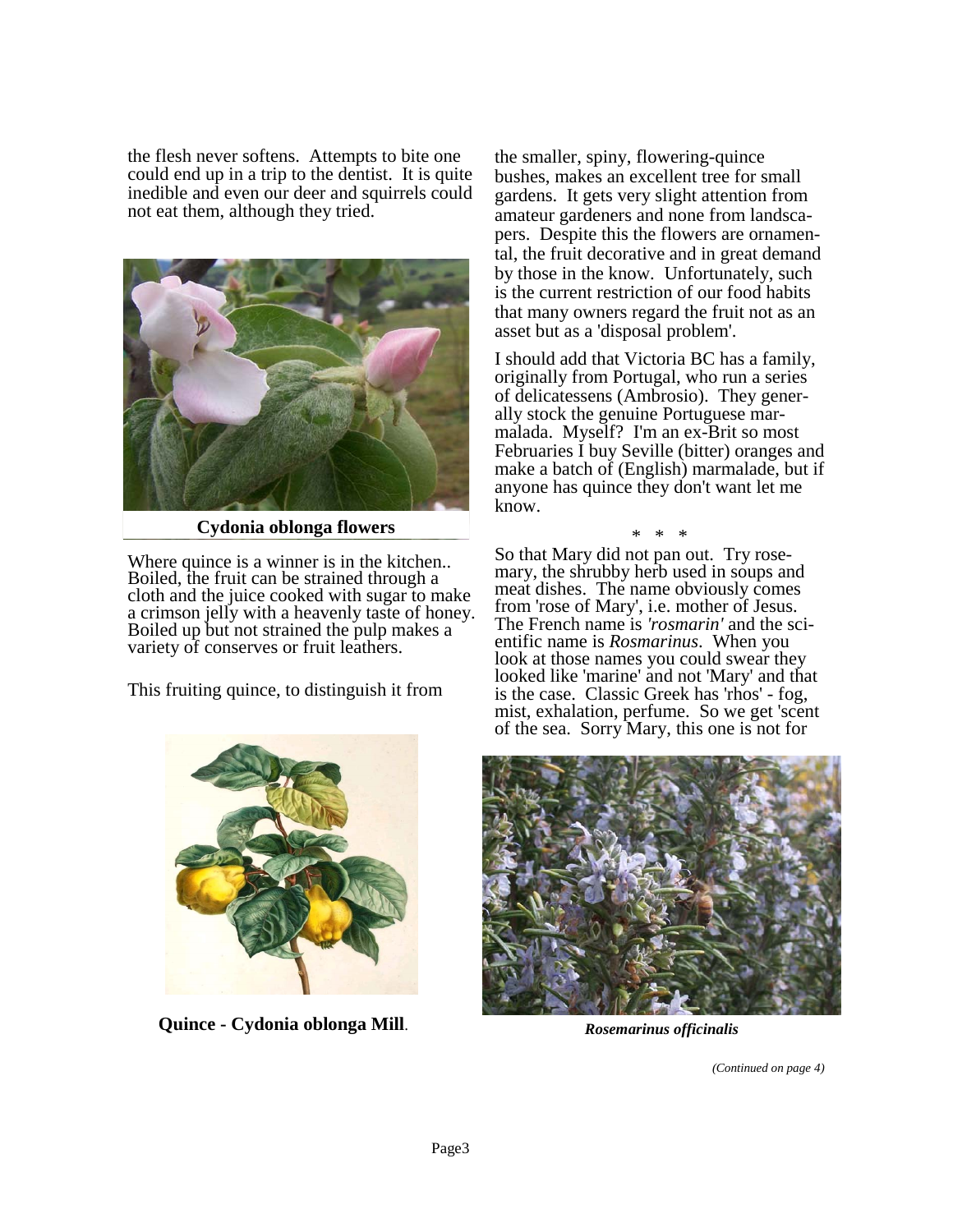the flesh never softens. Attempts to bite one could end up in a trip to the dentist. It is quite inedible and even our deer and squirrels could not eat them, although they tried.

**Cydonia oblonga flowers**

Where quince is a winner is in the kitchen.. Boiled, the fruit can be strained through a cloth and the juice cooked with sugar to make a crimson jelly with a heavenly taste of honey. Boiled up but not strained the pulp makes a variety of conserves or fruit leathers.

This fruiting quince, to distinguish it from the smaller, spiny, flowering-quince bushes, makes an excellent tree for small gardens. It gets very slight attention from amateur gardeners and none from landscapers. Despite this the flowers are ornamental, the fruit decorative and in great demand by those in the know. Unfortunately, such is the current restriction of our food habits that many owners regard the fruit not as an asset but as a 'disposal problem'.

**Quince - Cydonia oblonga Mill**.

I should add that Victoria BC has a family, originally from Portugal, who run a series of delicatessens (Ambrosio). They generally stock the genuine Portuguese marmalada. Myself? I'm an ex-Brit so most Februaries I buy Seville (bitter) oranges and make a batch of (English) marmalade, but if anyone has quince they don't want let me know.

\* \* \*

So that Mary did not pan out. Try rosemary, the shrubby herb used in soups and meat dishes. The name obviously comes from 'rose of Mary', i.e. mother of Jesus. The French name is *'rosmarin'* and the scientific name is *Rosmarinus*. When you look at those names you could swear they looked like 'marine' and not 'Mary' and that is the case. Classic Greek has 'rhos' - fog, mist, exhalation, perfume. So we get 'scent of the sea. Sorry Mary, this one is not for

***Rosemarinus officinalis***

*(Continued on page 4)*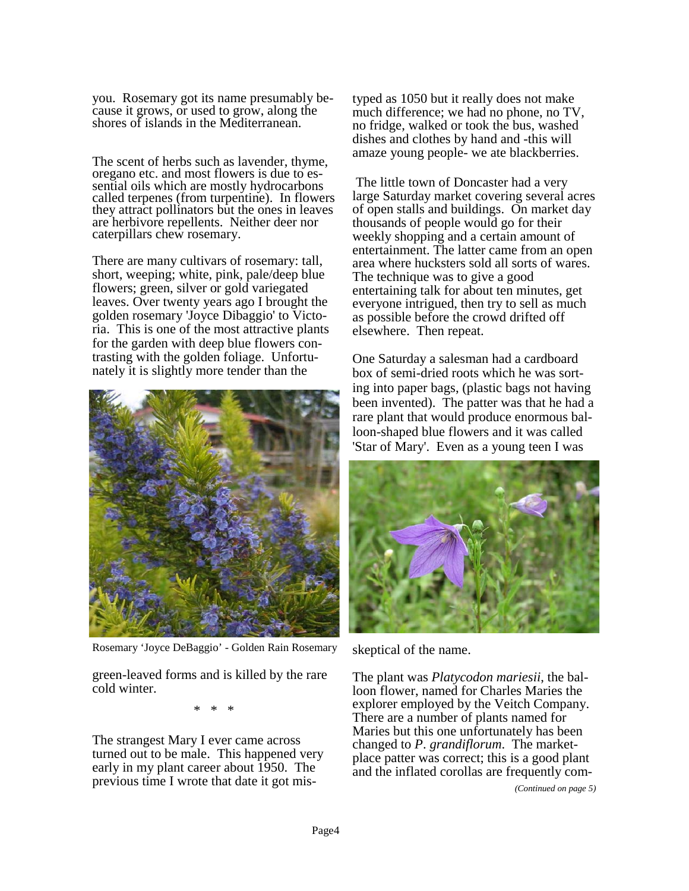you. Rosemary got its name presumably because it grows, or used to grow, along the shores of islands in the Mediterranean.

The scent of herbs such as lavender, thyme, oregano etc. and most flowers is due to essential oils which are mostly hydrocarbons called terpenes (from turpentine). In flowers they attract pollinators but the ones in leaves are herbivore repellents. Neither deer nor caterpillars chew rosemary.

There are many cultivars of rosemary: tall, short, weeping; white, pink, pale/deep blue flowers; green, silver or gold variegated leaves. Over twenty years ago I brought the golden rosemary 'Joyce Dibaggio' to Victoria. This is one of the most attractive plants for the garden with deep blue flowers contrasting with the golden foliage. Unfortunately it is slightly more tender than the green-leaved forms and is killed by the rare cold winter.

Rosemary 'Joyce DeBaggio' - Golden Rain Rosemary

\* \* \*

The strangest Mary I ever came across turned out to be male. This happened very early in my plant career about 1950. The previous time I wrote that date it got mistyped as 1050 but it really does not make much difference; we had no phone, no TV, no fridge, walked or took the bus, washed dishes and clothes by hand and -this will amaze young people- we ate blackberries.

The little town of Doncaster had a very large Saturday market covering several acres of open stalls and buildings. On market day thousands of people would go for their weekly shopping and a certain amount of entertainment. The latter came from an open area where hucksters sold all sorts of wares. The technique was to give a good entertaining talk for about ten minutes, get everyone intrigued, then try to sell as much as possible before the crowd drifted off elsewhere. Then repeat.

One Saturday a salesman had a cardboard box of semi-dried roots which he was sorting into paper bags, (plastic bags not having been invented). The patter was that he had a rare plant that would produce enormous balloon-shaped blue flowers and it was called 'Star of Mary'. Even as a young teen I was skeptical of the name.

The plant was *Platycodon mariesii*, the balloon flower, named for Charles Maries the explorer employed by the Veitch Company. There are a number of plants named for Maries but this one unfortunately has been changed to *P. grandiflorum*. The marketplace patter was correct; this is a good plant and the inflated corollas are frequently com-

*(Continued on page 5)*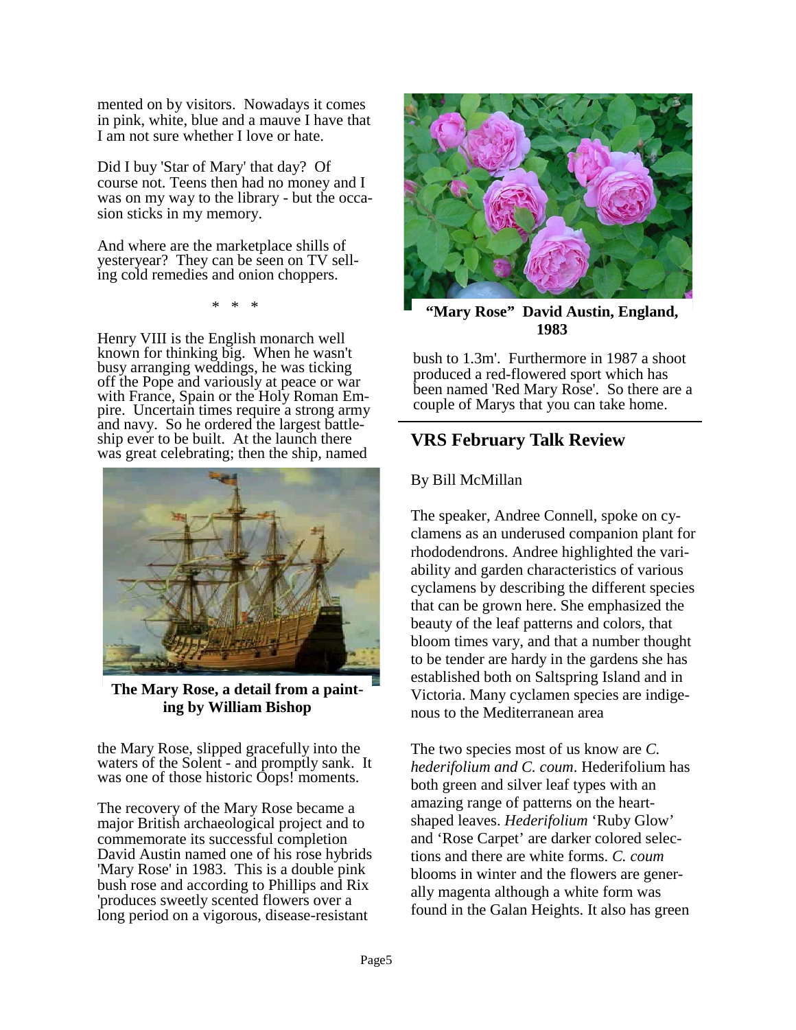mented on by visitors. Nowadays it comes in pink, white, blue and a mauve I have that I am not sure whether I love or hate.

Did I buy 'Star of Mary' that day? Of course not. Teens then had no money and I was on my way to the library - but the occasion sticks in my memory.

And where are the marketplace shills of yesteryear? They can be seen on TV selling cold remedies and onion choppers.

\* \* \*

Henry VIII is the English monarch well known for thinking big. When he wasn't busy arranging weddings, he was ticking off the Pope and variously at peace or war with France, Spain or the Holy Roman Empire. Uncertain times require a strong army and navy. So he ordered the largest battleship ever to be built. At the launch there was great celebrating; then the ship, named the Mary Rose, slipped gracefully into the waters of the Solent - and promptly sank. It was one of those historic Oops! moments.

**The Mary Rose, a detail from a painting by William Bishop**

The recovery of the Mary Rose became a major British archaeological project and to commemorate its successful completion David Austin named one of his rose hybrids 'Mary Rose' in 1983. This is a double pink bush rose and according to Phillips and Rix 'produces sweetly scented flowers over a long period on a vigorous, disease-resistant bush to 1.3m'. Furthermore in 1987 a shoot produced a red-flowered sport which has been named 'Red Mary Rose'. So there are a couple of Marys that you can take home.

**"Mary Rose" David Austin, England, 1983**

## VRS February Talk Review

By Bill McMillan

The speaker, Andree Connell, spoke on cyclamens as an underused companion plant for rhododendrons. Andree highlighted the variability and garden characteristics of various cyclamens by describing the different species that can be grown here. She emphasized the beauty of the leaf patterns and colors, that bloom times vary, and that a number thought to be tender are hardy in the gardens she has established both on Saltspring Island and in Victoria. Many cyclamen species are indigenous to the Mediterranean area

The two species most of us know are *C. hederifolium and C. coum*. Hederifolium has both green and silver leaf types with an amazing range of patterns on the heart-shaped leaves. *Hederifolium* 'Ruby Glow' and 'Rose Carpet' are darker colored selections and there are white forms. *C. coum* blooms in winter and the flowers are generally magenta although a white form was found in the Galan Heights. It also has green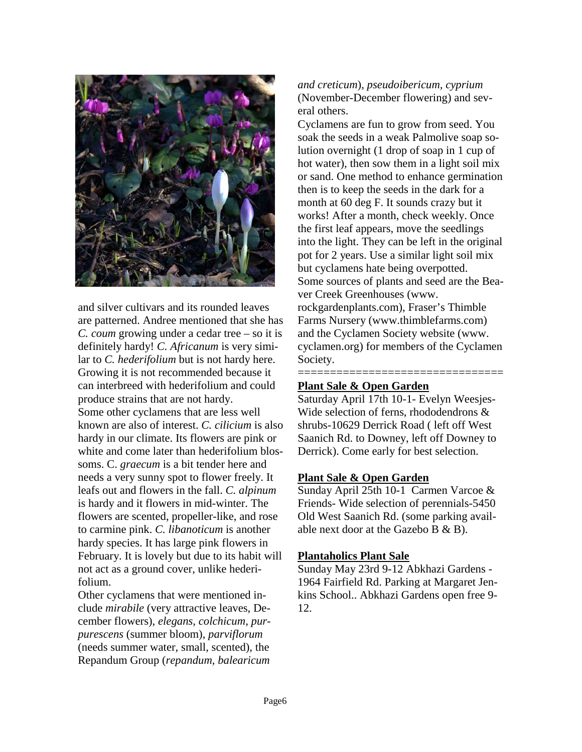and silver cultivars and its rounded leaves are patterned. Andree mentioned that she has *C. coum* growing under a cedar tree – so it is definitely hardy! *C. Africanum* is very similar to *C. hederifolium* but is not hardy here. Growing it is not recommended because it can interbreed with hederifolium and could produce strains that are not hardy.

Some other cyclamens that are less well known are also of interest. *C. cilicium* is also hardy in our climate. Its flowers are pink or white and come later than hederifolium blossoms. C. *graecum* is a bit tender here and needs a very sunny spot to flower freely. It leafs out and flowers in the fall. *C. alpinum* is hardy and it flowers in mid-winter. The flowers are scented, propeller-like, and rose to carmine pink. *C. libanoticum* is another hardy species. It has large pink flowers in February. It is lovely but due to its habit will not act as a ground cover, unlike hederifolium.

Other cyclamens that were mentioned include *mirabile* (very attractive leaves, December flowers), *elegans, colchicum, purpurescens* (summer bloom), *parviflorum* (needs summer water, small, scented), the Repandum Group (*repandum, balearicum and creticum*), *pseudoibericum, cyprium* (November-December flowering) and several others.

Cyclamens are fun to grow from seed. You soak the seeds in a weak Palmolive soap solution overnight (1 drop of soap in 1 cup of hot water), then sow them in a light soil mix or sand. One method to enhance germination then is to keep the seeds in the dark for a month at 60 deg F. It sounds crazy but it works! After a month, check weekly. Once the first leaf appears, move the seedlings into the light. They can be left in the original pot for 2 years. Use a similar light soil mix but cyclamens hate being overpotted.

Some sources of plants and seed are the Beaver Creek Greenhouses (www. rockgardenplants.com), Fraser's Thimble Farms Nursery (www.thimblefarms.com) and the Cyclamen Society website (www. cyclamen.org) for members of the Cyclamen Society.

===============================

**Plant Sale & Open Garden**

Saturday April 17th 10-1- Evelyn Weesjes- Wide selection of ferns, rhododendrons & shrubs-10629 Derrick Road ( left off West Saanich Rd. to Downey, left off Downey to Derrick). Come early for best selection.

**Plant Sale & Open Garden**

Sunday April 25th 10-1 Carmen Varcoe & Friends- Wide selection of perennials-5450 Old West Saanich Rd. (some parking available next door at the Gazebo B & B).

**Plantaholics Plant Sale**

Sunday May 23rd 9-12 Abkhazi Gardens - 1964 Fairfield Rd. Parking at Margaret Jenkins School.. Abkhazi Gardens open free 9-12.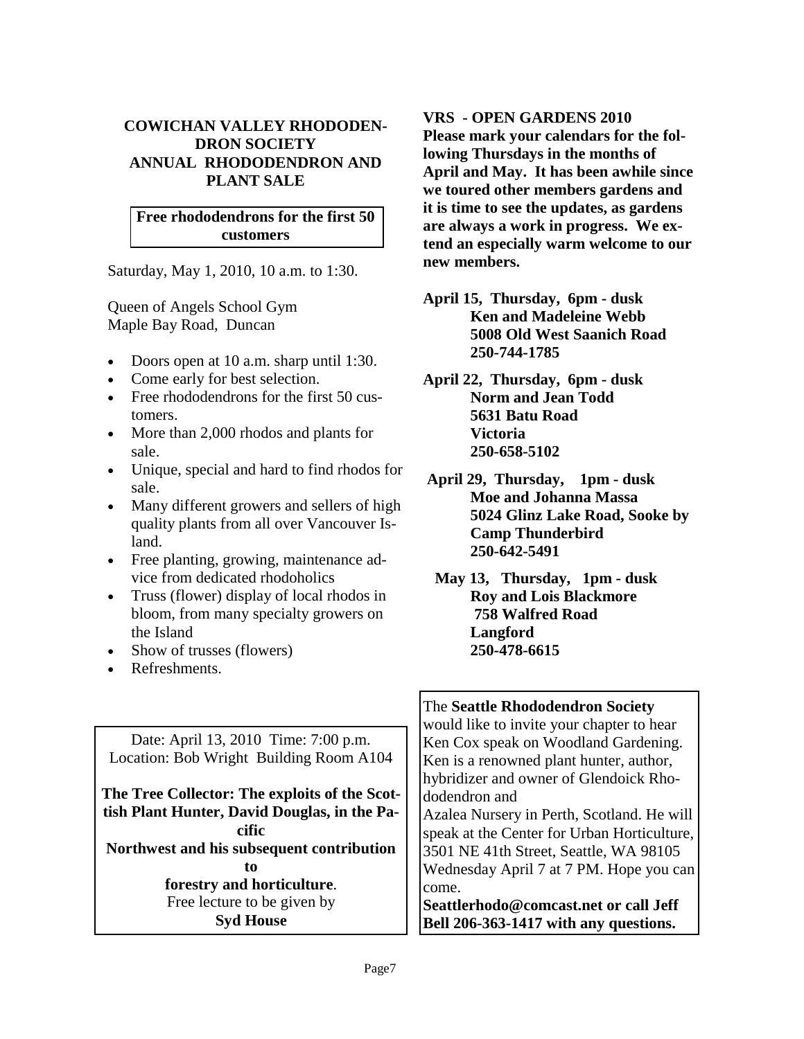## COWICHAN VALLEY RHODODENDRON SOCIETY ANNUAL RHODODENDRON AND PLANT SALE

**Free rhododendrons for the first 50 customers**

Saturday, May 1, 2010, 10 a.m. to 1:30.

Queen of Angels School Gym
Maple Bay Road, Duncan

- Doors open at 10 a.m. sharp until 1:30.
- Come early for best selection.
- Free rhododendrons for the first 50 customers.
- More than 2,000 rhodos and plants for sale.
- Unique, special and hard to find rhodos for sale.
- Many different growers and sellers of high quality plants from all over Vancouver Island.
- Free planting, growing, maintenance advice from dedicated rhodoholics
- Truss (flower) display of local rhodos in bloom, from many specialty growers on the Island
- Show of trusses (flowers)
- Refreshments.

Date: April 13, 2010 Time: 7:00 p.m.
Location: Bob Wright Building Room A104

**The Tree Collector: The exploits of the Scottish Plant Hunter, David Douglas, in the Pacific Northwest and his subsequent contribution to forestry and horticulture**.
Free lecture to be given by
**Syd House**

## VRS - OPEN GARDENS 2010

**Please mark your calendars for the following Thursdays in the months of April and May. It has been awhile since we toured other members gardens and it is time to see the updates, as gardens are always a work in progress. We extend an especially warm welcome to our new members.**

**April 15, Thursday, 6pm - dusk**
**Ken and Madeleine Webb**
**5008 Old West Saanich Road**
**250-744-1785**

**April 22, Thursday, 6pm - dusk**
**Norm and Jean Todd**
**5631 Batu Road**
**Victoria**
**250-658-5102**

**April 29, Thursday, 1pm - dusk**
**Moe and Johanna Massa**
**5024 Glinz Lake Road, Sooke by Camp Thunderbird**
**250-642-5491**

**May 13, Thursday, 1pm - dusk**
**Roy and Lois Blackmore**
**758 Walfred Road**
**Langford**
**250-478-6615**

The **Seattle Rhododendron Society** would like to invite your chapter to hear Ken Cox speak on Woodland Gardening. Ken is a renowned plant hunter, author, hybridizer and owner of Glendoick Rhododendron and Azalea Nursery in Perth, Scotland. He will speak at the Center for Urban Horticulture, 3501 NE 41th Street, Seattle, WA 98105 Wednesday April 7 at 7 PM. Hope you can come.
**Seattlerhodo@comcast.net or call Jeff Bell 206-363-1417 with any questions.**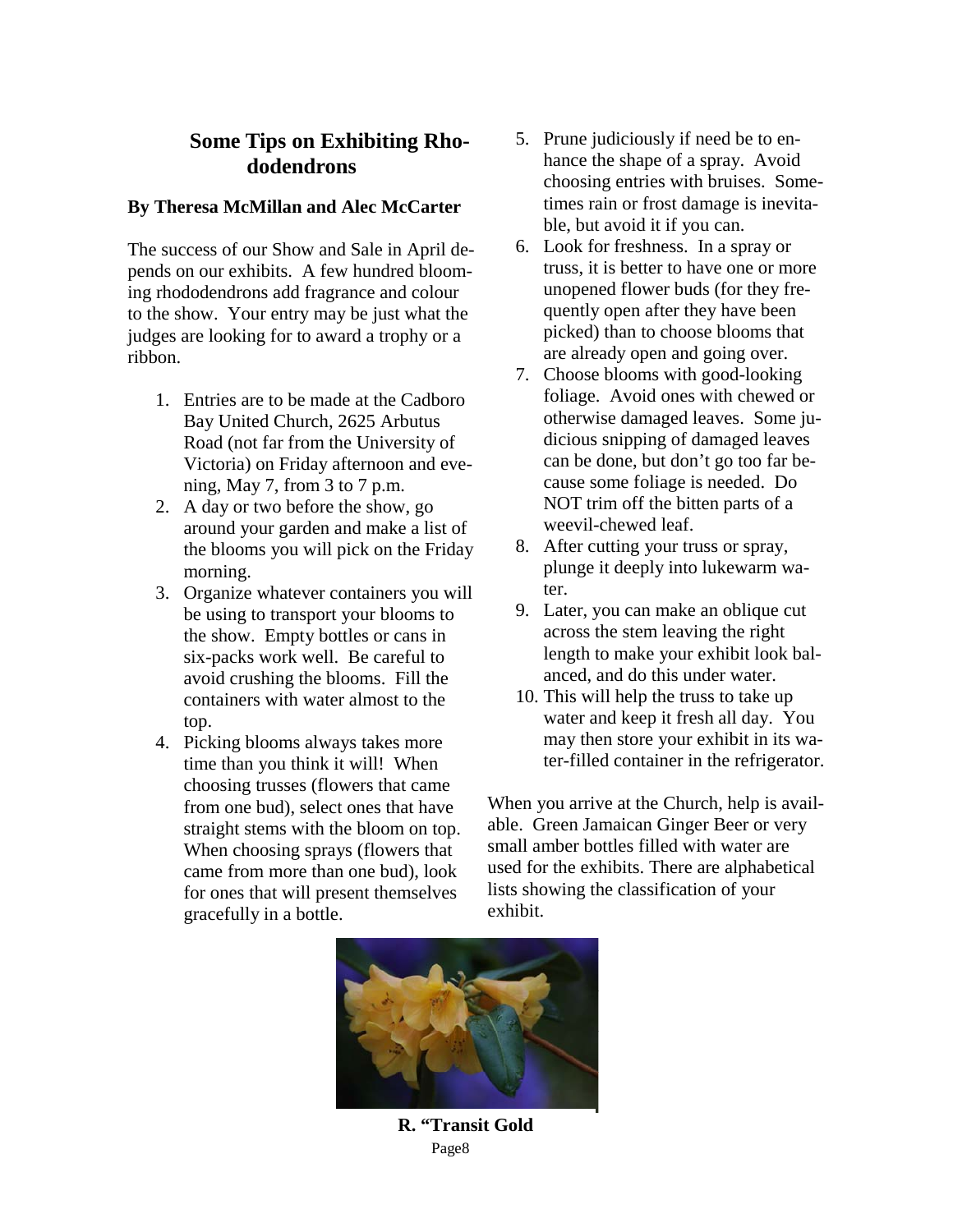## Some Tips on Exhibiting Rhododendrons

**By Theresa McMillan and Alec McCarter**

The success of our Show and Sale in April depends on our exhibits. A few hundred blooming rhododendrons add fragrance and colour to the show. Your entry may be just what the judges are looking for to award a trophy or a ribbon.

1. Entries are to be made at the Cadboro Bay United Church, 2625 Arbutus Road (not far from the University of Victoria) on Friday afternoon and evening, May 7, from 3 to 7 p.m.
2. A day or two before the show, go around your garden and make a list of the blooms you will pick on the Friday morning.
3. Organize whatever containers you will be using to transport your blooms to the show. Empty bottles or cans in six-packs work well. Be careful to avoid crushing the blooms. Fill the containers with water almost to the top.
4. Picking blooms always takes more time than you think it will! When choosing trusses (flowers that came from one bud), select ones that have straight stems with the bloom on top. When choosing sprays (flowers that came from more than one bud), look for ones that will present themselves gracefully in a bottle.
5. Prune judiciously if need be to enhance the shape of a spray. Avoid choosing entries with bruises. Sometimes rain or frost damage is inevitable, but avoid it if you can.
6. Look for freshness. In a spray or truss, it is better to have one or more unopened flower buds (for they frequently open after they have been picked) than to choose blooms that are already open and going over.
7. Choose blooms with good-looking foliage. Avoid ones with chewed or otherwise damaged leaves. Some judicious snipping of damaged leaves can be done, but don't go too far because some foliage is needed. Do NOT trim off the bitten parts of a weevil-chewed leaf.
8. After cutting your truss or spray, plunge it deeply into lukewarm water.
9. Later, you can make an oblique cut across the stem leaving the right length to make your exhibit look balanced, and do this under water.
10. This will help the truss to take up water and keep it fresh all day. You may then store your exhibit in its water-filled container in the refrigerator.

When you arrive at the Church, help is available. Green Jamaican Ginger Beer or very small amber bottles filled with water are used for the exhibits. There are alphabetical lists showing the classification of your exhibit.

**R. "Transit Gold**